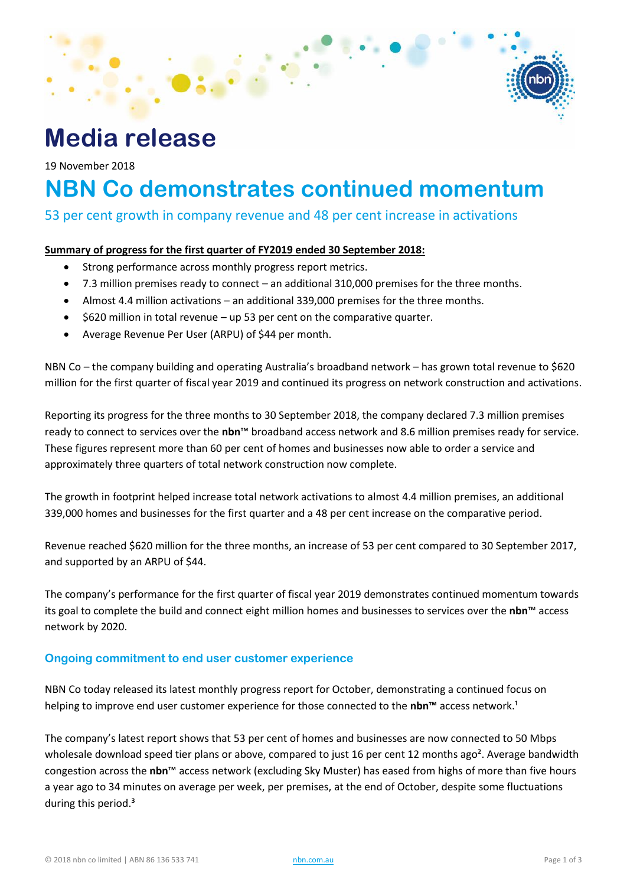# Media release

19 November 2018

# NBN Co demonstrates continued momentum

## 53 per cent growth in company revenue and 48 per cent increase in activations

**Summary of progress for the first quarter of FY2019 ended 30 September 2018:**

- Strong performance across monthly progress report metrics.
- 7.3 million premises ready to connect – an additional 310,000 premises for the three months.
- Almost 4.4 million activations – an additional 339,000 premises for the three months.
- $620 million in total revenue – up 53 per cent on the comparative quarter.
- Average Revenue Per User (ARPU) of $44 per month.

NBN Co – the company building and operating Australia's broadband network – has grown total revenue to $620 million for the first quarter of fiscal year 2019 and continued its progress on network construction and activations.

Reporting its progress for the three months to 30 September 2018, the company declared 7.3 million premises ready to connect to services over the **nbn**™ broadband access network and 8.6 million premises ready for service. These figures represent more than 60 per cent of homes and businesses now able to order a service and approximately three quarters of total network construction now complete.

The growth in footprint helped increase total network activations to almost 4.4 million premises, an additional 339,000 homes and businesses for the first quarter and a 48 per cent increase on the comparative period.

Revenue reached $620 million for the three months, an increase of 53 per cent compared to 30 September 2017, and supported by an ARPU of $44.

The company's performance for the first quarter of fiscal year 2019 demonstrates continued momentum towards its goal to complete the build and connect eight million homes and businesses to services over the **nbn**™ access network by 2020.

### Ongoing commitment to end user customer experience

NBN Co today released its latest monthly progress report for October, demonstrating a continued focus on helping to improve end user customer experience for those connected to the **nbn™** access network.[1]

The company's latest report shows that 53 per cent of homes and businesses are now connected to 50 Mbps wholesale download speed tier plans or above, compared to just 16 per cent 12 months ago[2]. Average bandwidth congestion across the **nbn**™ access network (excluding Sky Muster) has eased from highs of more than five hours a year ago to 34 minutes on average per week, per premises, at the end of October, despite some fluctuations during this period.[3]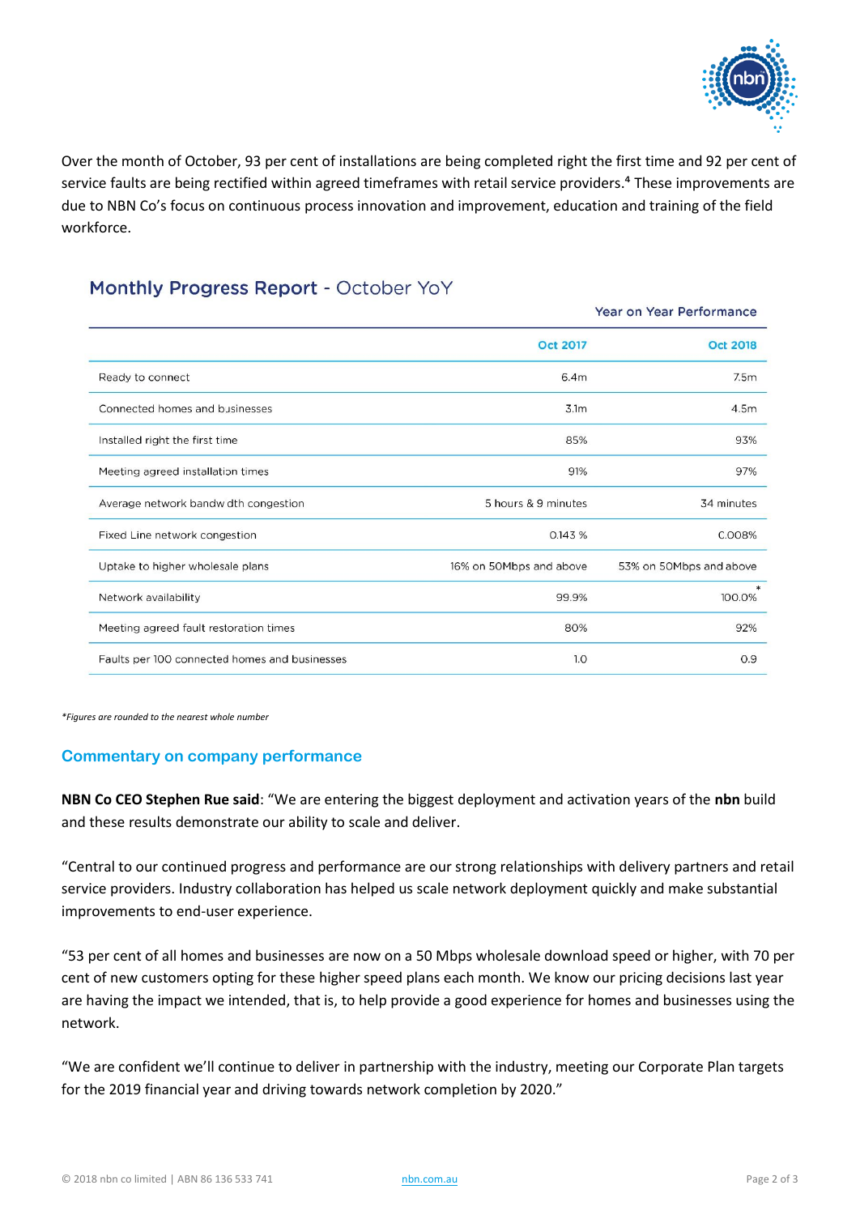Over the month of October, 93 per cent of installations are being completed right the first time and 92 per cent of service faults are being rectified within agreed timeframes with retail service providers.[4] These improvements are due to NBN Co's focus on continuous process innovation and improvement, education and training of the field workforce.

## Monthly Progress Report - October YoY

Year on Year Performance

| | Oct 2017 | Oct 2018 |
|---|---|---|
| Ready to connect | 6.4m | 7.5m |
| Connected homes and businesses | 3.1m | 4.5m |
| Installed right the first time | 85% | 93% |
| Meeting agreed installation times | 91% | 97% |
| Average network bandwidth congestion | 5 hours & 9 minutes | 34 minutes |
| Fixed Line network congestion | 0.143 % | 0.008% |
| Uptake to higher wholesale plans | 16% on 50Mbps and above | 53% on 50Mbps and above |
| Network availability | 99.9% | 100.0%* |
| Meeting agreed fault restoration times | 80% | 92% |
| Faults per 100 connected homes and businesses | 1.0 | 0.9 |

*\*Figures are rounded to the nearest whole number*

### Commentary on company performance

**NBN Co CEO Stephen Rue said**: "We are entering the biggest deployment and activation years of the **nbn** build and these results demonstrate our ability to scale and deliver.

"Central to our continued progress and performance are our strong relationships with delivery partners and retail service providers. Industry collaboration has helped us scale network deployment quickly and make substantial improvements to end-user experience.

"53 per cent of all homes and businesses are now on a 50 Mbps wholesale download speed or higher, with 70 per cent of new customers opting for these higher speed plans each month. We know our pricing decisions last year are having the impact we intended, that is, to help provide a good experience for homes and businesses using the network.

"We are confident we'll continue to deliver in partnership with the industry, meeting our Corporate Plan targets for the 2019 financial year and driving towards network completion by 2020."

© 2018 nbn co limited | ABN 86 136 533 741 nbn.com.au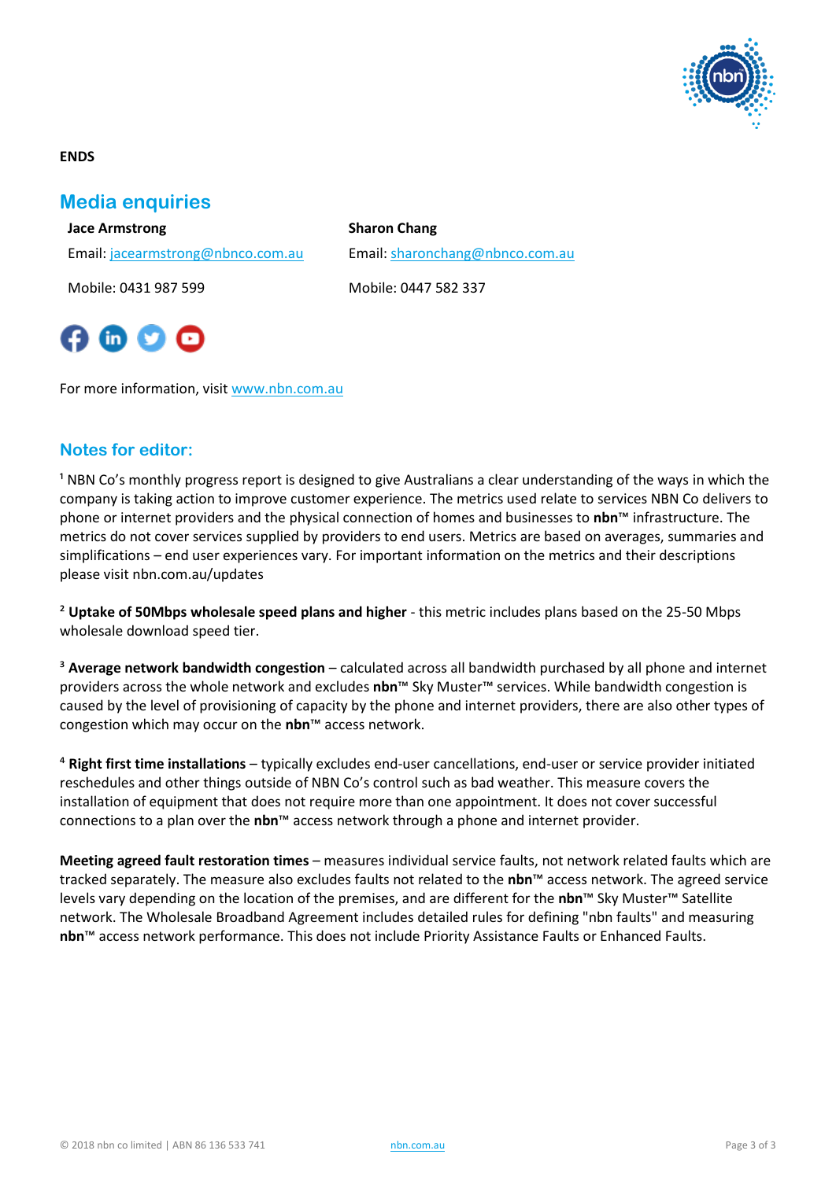**ENDS**

## Media enquiries

**Jace Armstrong**

Email: jacearmstrong@nbnco.com.au

Mobile: 0431 987 599

**Sharon Chang**

Email: sharonchang@nbnco.com.au

Mobile: 0447 582 337

For more information, visit www.nbn.com.au

## Notes for editor:

[1] NBN Co's monthly progress report is designed to give Australians a clear understanding of the ways in which the company is taking action to improve customer experience. The metrics used relate to services NBN Co delivers to phone or internet providers and the physical connection of homes and businesses to **nbn**™ infrastructure. The metrics do not cover services supplied by providers to end users. Metrics are based on averages, summaries and simplifications – end user experiences vary. For important information on the metrics and their descriptions please visit nbn.com.au/updates

[2] **Uptake of 50Mbps wholesale speed plans and higher** - this metric includes plans based on the 25-50 Mbps wholesale download speed tier.

[3] **Average network bandwidth congestion** – calculated across all bandwidth purchased by all phone and internet providers across the whole network and excludes **nbn**™ Sky Muster™ services. While bandwidth congestion is caused by the level of provisioning of capacity by the phone and internet providers, there are also other types of congestion which may occur on the **nbn**™ access network.

[4] **Right first time installations** – typically excludes end-user cancellations, end-user or service provider initiated reschedules and other things outside of NBN Co's control such as bad weather. This measure covers the installation of equipment that does not require more than one appointment. It does not cover successful connections to a plan over the **nbn**™ access network through a phone and internet provider.

**Meeting agreed fault restoration times** – measures individual service faults, not network related faults which are tracked separately. The measure also excludes faults not related to the **nbn**™ access network. The agreed service levels vary depending on the location of the premises, and are different for the **nbn**™ Sky Muster™ Satellite network. The Wholesale Broadband Agreement includes detailed rules for defining "nbn faults" and measuring **nbn**™ access network performance. This does not include Priority Assistance Faults or Enhanced Faults.